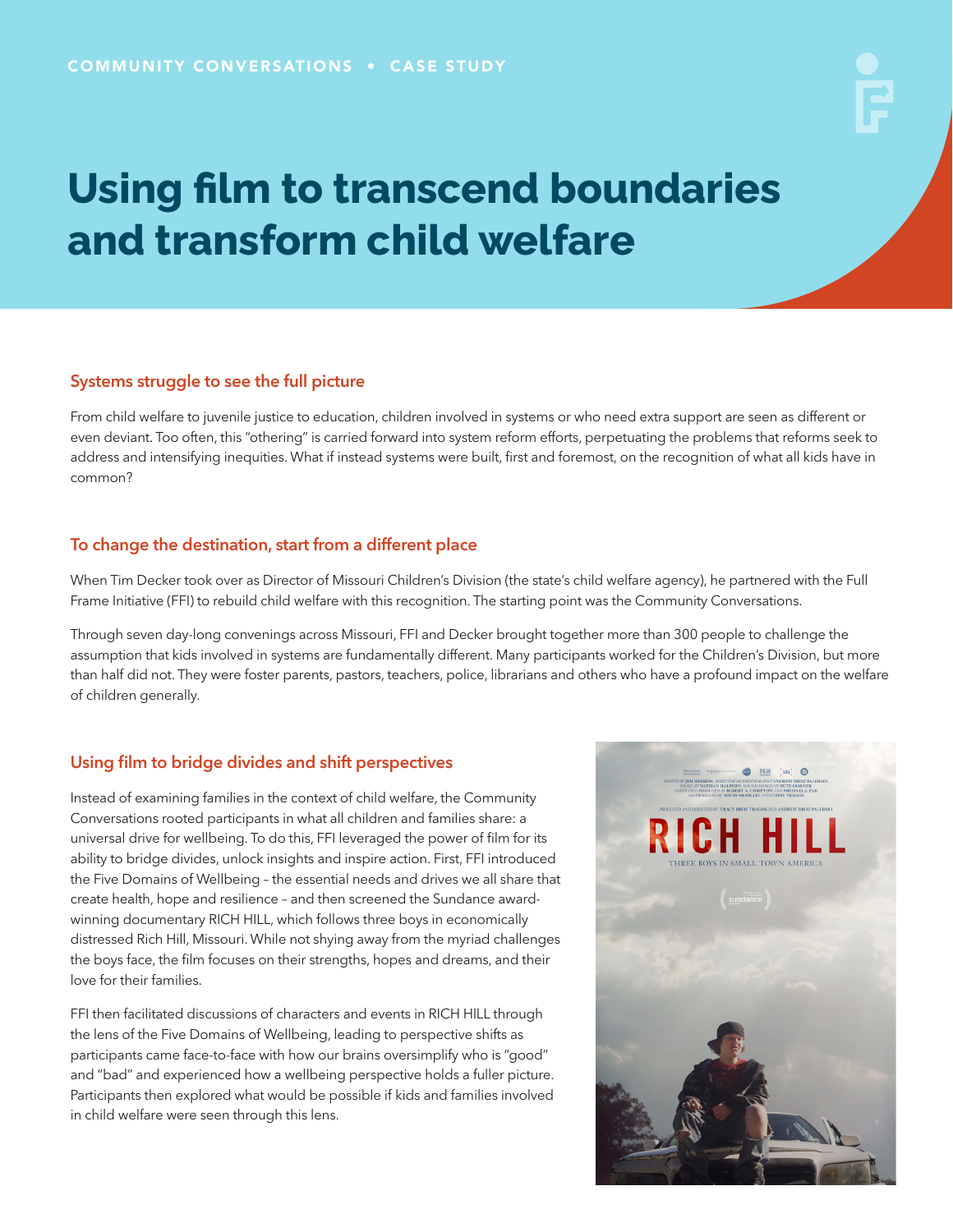COMMUNITY CONVERSATIONS • CASE STUDY

# Using film to transcend boundaries and transform child welfare

## Systems struggle to see the full picture

From child welfare to juvenile justice to education, children involved in systems or who need extra support are seen as different or even deviant. Too often, this "othering" is carried forward into system reform efforts, perpetuating the problems that reforms seek to address and intensifying inequities. What if instead systems were built, first and foremost, on the recognition of what all kids have in common?

## To change the destination, start from a different place

When Tim Decker took over as Director of Missouri Children's Division (the state's child welfare agency), he partnered with the Full Frame Initiative (FFI) to rebuild child welfare with this recognition. The starting point was the Community Conversations.

Through seven day-long convenings across Missouri, FFI and Decker brought together more than 300 people to challenge the assumption that kids involved in systems are fundamentally different. Many participants worked for the Children's Division, but more than half did not. They were foster parents, pastors, teachers, police, librarians and others who have a profound impact on the welfare of children generally.

## Using film to bridge divides and shift perspectives

Instead of examining families in the context of child welfare, the Community Conversations rooted participants in what all children and families share: a universal drive for wellbeing. To do this, FFI leveraged the power of film for its ability to bridge divides, unlock insights and inspire action. First, FFI introduced the Five Domains of Wellbeing – the essential needs and drives we all share that create health, hope and resilience – and then screened the Sundance award-winning documentary RICH HILL, which follows three boys in economically distressed Rich Hill, Missouri. While not shying away from the myriad challenges the boys face, the film focuses on their strengths, hopes and dreams, and their love for their families.

FFI then facilitated discussions of characters and events in RICH HILL through the lens of the Five Domains of Wellbeing, leading to perspective shifts as participants came face-to-face with how our brains oversimplify who is "good" and "bad" and experienced how a wellbeing perspective holds a fuller picture. Participants then explored what would be possible if kids and families involved in child welfare were seen through this lens.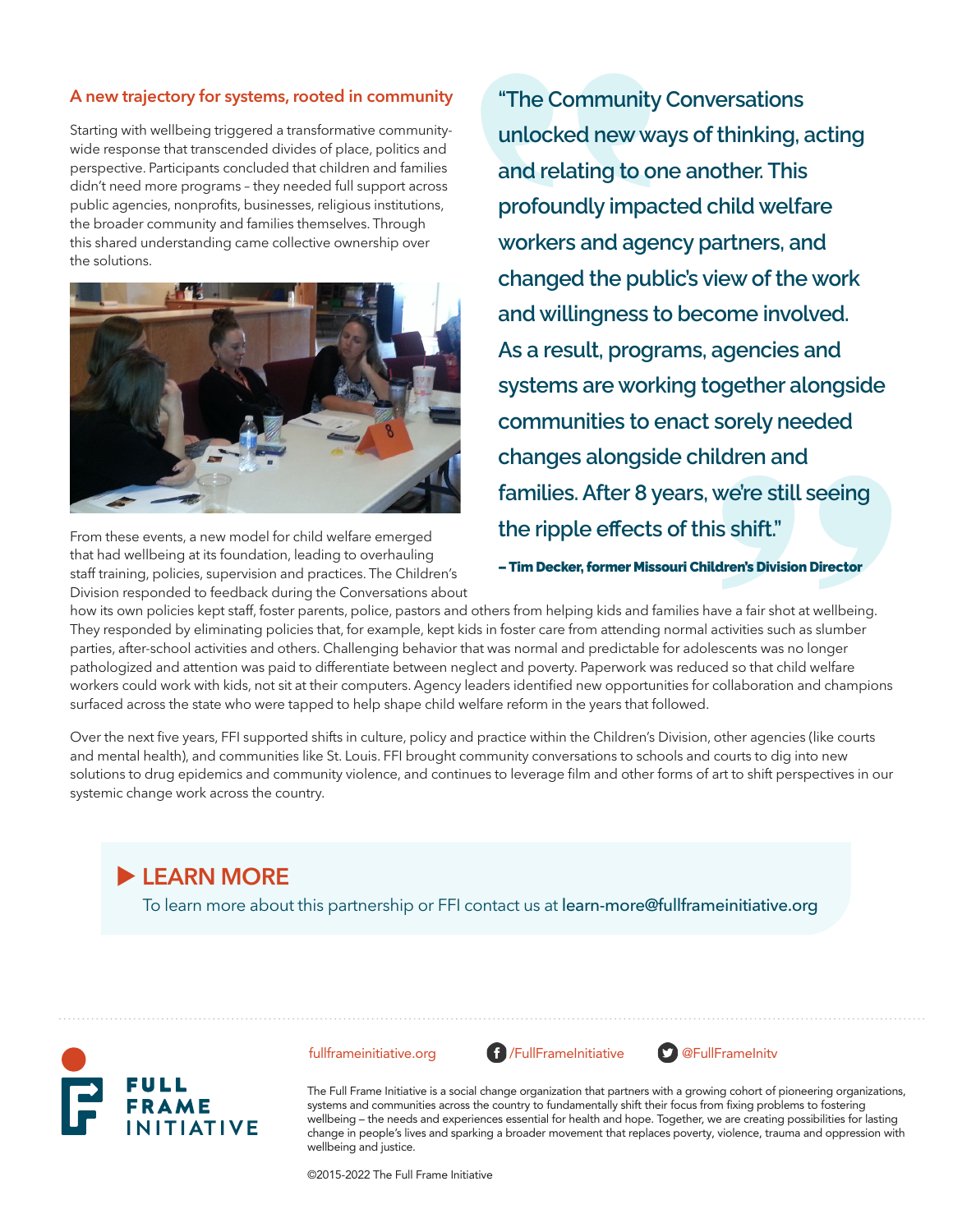## A new trajectory for systems, rooted in community

Starting with wellbeing triggered a transformative community-wide response that transcended divides of place, politics and perspective. Participants concluded that children and families didn't need more programs – they needed full support across public agencies, nonprofits, businesses, religious institutions, the broader community and families themselves. Through this shared understanding came collective ownership over the solutions.

> "The Community Conversations unlocked new ways of thinking, acting and relating to one another. This profoundly impacted child welfare workers and agency partners, and changed the public's view of the work and willingness to become involved. As a result, programs, agencies and systems are working together alongside communities to enact sorely needed changes alongside children and families. After 8 years, we're still seeing the ripple effects of this shift."
>
> **– Tim Decker, former Missouri Children's Division Director**

From these events, a new model for child welfare emerged that had wellbeing at its foundation, leading to overhauling staff training, policies, supervision and practices. The Children's Division responded to feedback during the Conversations about how its own policies kept staff, foster parents, police, pastors and others from helping kids and families have a fair shot at wellbeing. They responded by eliminating policies that, for example, kept kids in foster care from attending normal activities such as slumber parties, after-school activities and others. Challenging behavior that was normal and predictable for adolescents was no longer pathologized and attention was paid to differentiate between neglect and poverty. Paperwork was reduced so that child welfare workers could work with kids, not sit at their computers. Agency leaders identified new opportunities for collaboration and champions surfaced across the state who were tapped to help shape child welfare reform in the years that followed.

Over the next five years, FFI supported shifts in culture, policy and practice within the Children's Division, other agencies (like courts and mental health), and communities like St. Louis. FFI brought community conversations to schools and courts to dig into new solutions to drug epidemics and community violence, and continues to leverage film and other forms of art to shift perspectives in our systemic change work across the country.

## ▶ LEARN MORE

To learn more about this partnership or FFI contact us at **learn-more@fullframeinitiative.org**

FULL FRAME INITIATIVE

fullframeinitiative.org | /FullFrameInitiative | @FullFrameInitv

The Full Frame Initiative is a social change organization that partners with a growing cohort of pioneering organizations, systems and communities across the country to fundamentally shift their focus from fixing problems to fostering wellbeing – the needs and experiences essential for health and hope. Together, we are creating possibilities for lasting change in people's lives and sparking a broader movement that replaces poverty, violence, trauma and oppression with wellbeing and justice.

©2015-2022 The Full Frame Initiative